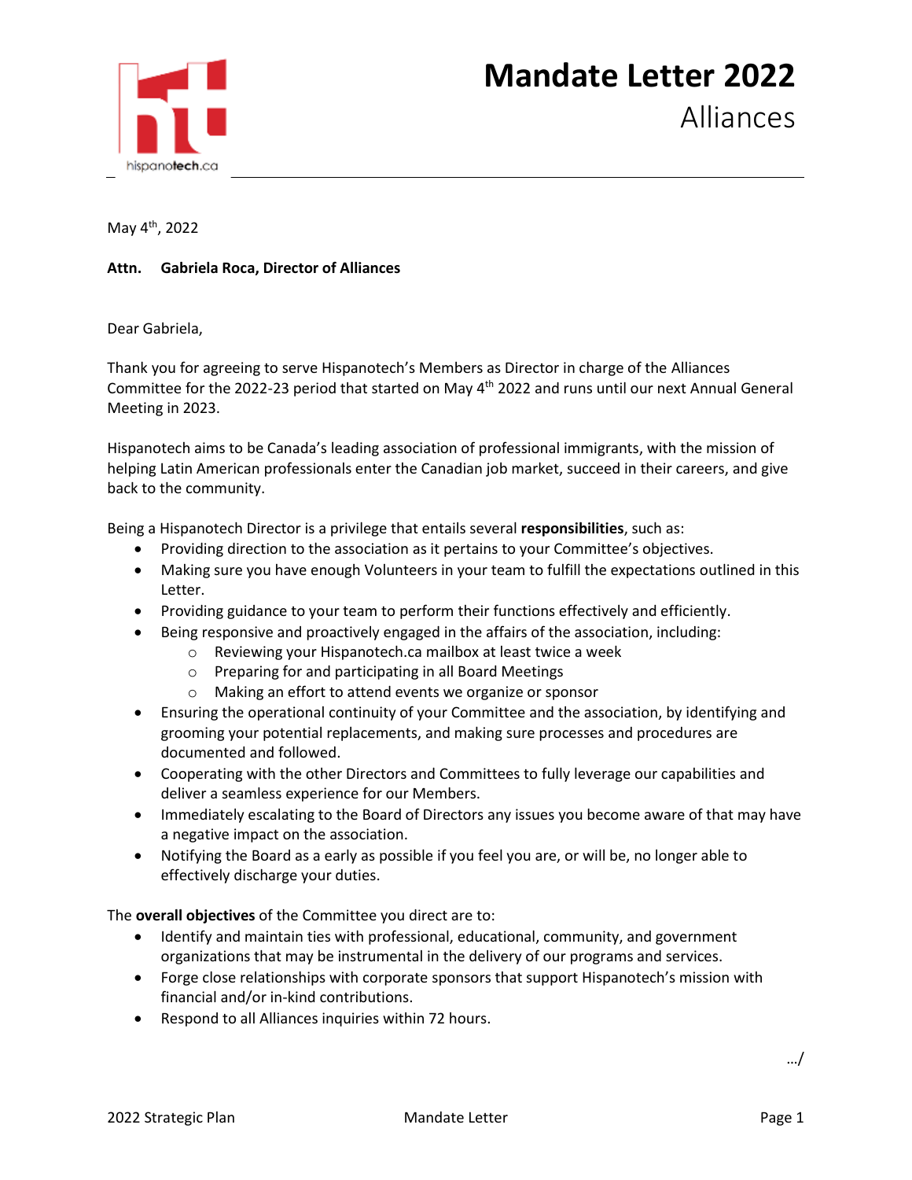# Mandate Letter 2022

## Alliances

May 4th, 2022

**Attn. Gabriela Roca, Director of Alliances**

Dear Gabriela,

Thank you for agreeing to serve Hispanotech's Members as Director in charge of the Alliances Committee for the 2022-23 period that started on May 4th 2022 and runs until our next Annual General Meeting in 2023.

Hispanotech aims to be Canada's leading association of professional immigrants, with the mission of helping Latin American professionals enter the Canadian job market, succeed in their careers, and give back to the community.

Being a Hispanotech Director is a privilege that entails several **responsibilities**, such as:

- Providing direction to the association as it pertains to your Committee's objectives.
- Making sure you have enough Volunteers in your team to fulfill the expectations outlined in this Letter.
- Providing guidance to your team to perform their functions effectively and efficiently.
- Being responsive and proactively engaged in the affairs of the association, including:
  - Reviewing your Hispanotech.ca mailbox at least twice a week
  - Preparing for and participating in all Board Meetings
  - Making an effort to attend events we organize or sponsor
- Ensuring the operational continuity of your Committee and the association, by identifying and grooming your potential replacements, and making sure processes and procedures are documented and followed.
- Cooperating with the other Directors and Committees to fully leverage our capabilities and deliver a seamless experience for our Members.
- Immediately escalating to the Board of Directors any issues you become aware of that may have a negative impact on the association.
- Notifying the Board as a early as possible if you feel you are, or will be, no longer able to effectively discharge your duties.

The **overall objectives** of the Committee you direct are to:

- Identify and maintain ties with professional, educational, community, and government organizations that may be instrumental in the delivery of our programs and services.
- Forge close relationships with corporate sponsors that support Hispanotech's mission with financial and/or in-kind contributions.
- Respond to all Alliances inquiries within 72 hours.

…/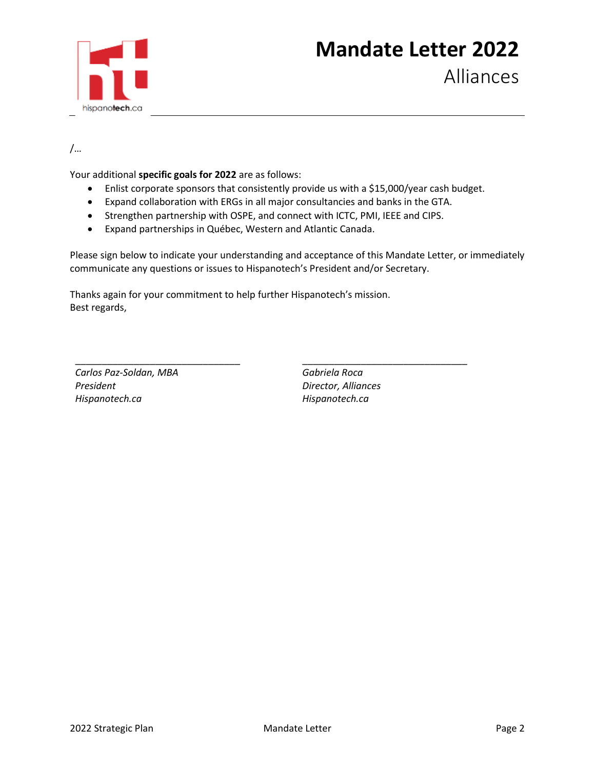# Mandate Letter 2022

## Alliances

/…

Your additional **specific goals for 2022** are as follows:

- Enlist corporate sponsors that consistently provide us with a $15,000/year cash budget.
- Expand collaboration with ERGs in all major consultancies and banks in the GTA.
- Strengthen partnership with OSPE, and connect with ICTC, PMI, IEEE and CIPS.
- Expand partnerships in Québec, Western and Atlantic Canada.

Please sign below to indicate your understanding and acceptance of this Mandate Letter, or immediately communicate any questions or issues to Hispanotech's President and/or Secretary.

Thanks again for your commitment to help further Hispanotech's mission.
Best regards,

_______________________________

*Carlos Paz-Soldan, MBA*
*President*
*Hispanotech.ca*

_______________________________

*Gabriela Roca*
*Director, Alliances*
*Hispanotech.ca*